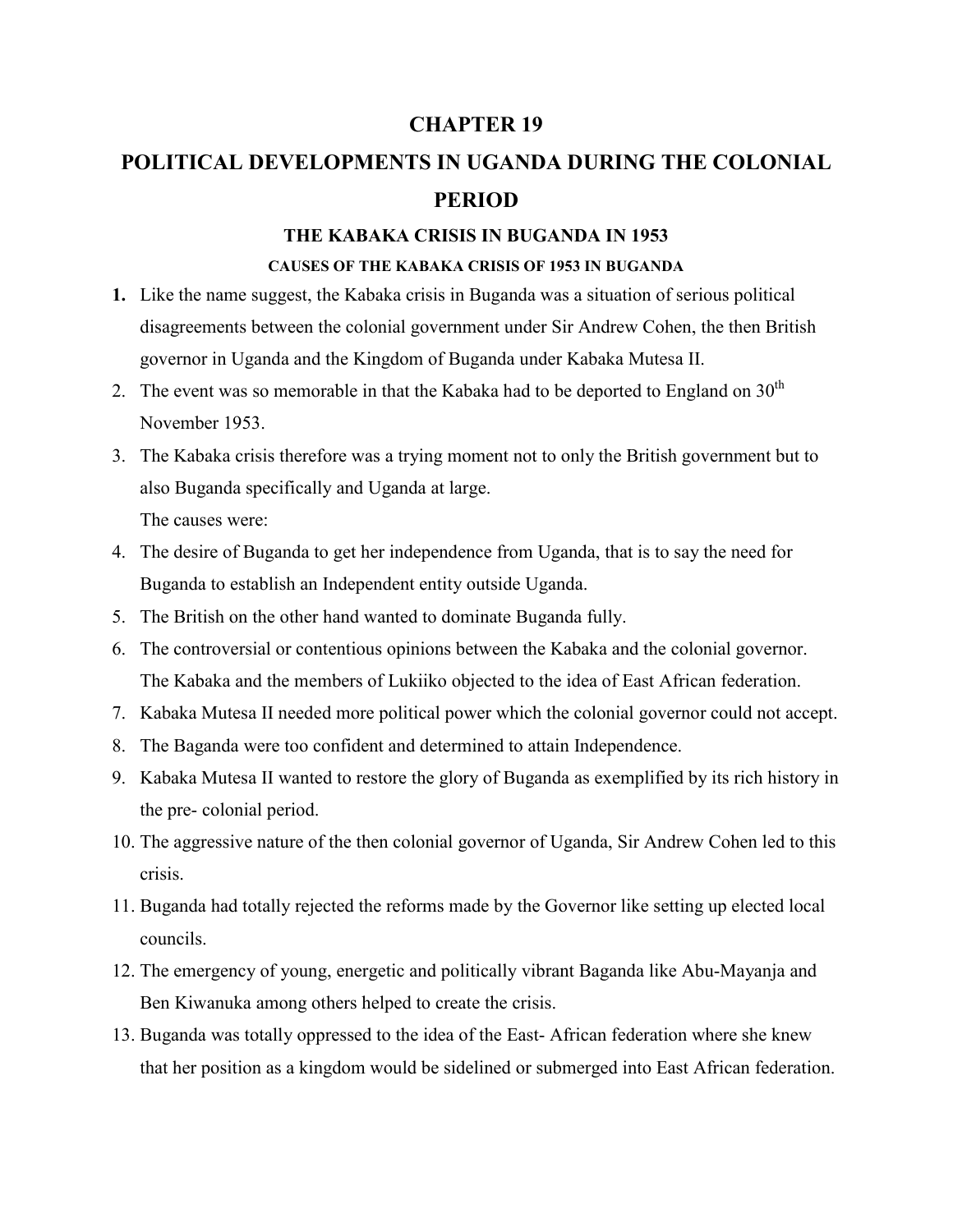# CHAPTER 19

# POLITICAL DEVELOPMENTS IN UGANDA DURING THE COLONIAL PERIOD

## THE KABAKA CRISIS IN BUGANDA IN 1953

### CAUSES OF THE KABAKA CRISIS OF 1953 IN BUGANDA

1. Like the name suggest, the Kabaka crisis in Buganda was a situation of serious political disagreements between the colonial government under Sir Andrew Cohen, the then British governor in Uganda and the Kingdom of Buganda under Kabaka Mutesa II.
2. The event was so memorable in that the Kabaka had to be deported to England on 30th November 1953.
3. The Kabaka crisis therefore was a trying moment not to only the British government but to also Buganda specifically and Uganda at large.
   The causes were:
4. The desire of Buganda to get her independence from Uganda, that is to say the need for Buganda to establish an Independent entity outside Uganda.
5. The British on the other hand wanted to dominate Buganda fully.
6. The controversial or contentious opinions between the Kabaka and the colonial governor. The Kabaka and the members of Lukiiko objected to the idea of East African federation.
7. Kabaka Mutesa II needed more political power which the colonial governor could not accept.
8. The Baganda were too confident and determined to attain Independence.
9. Kabaka Mutesa II wanted to restore the glory of Buganda as exemplified by its rich history in the pre- colonial period.
10. The aggressive nature of the then colonial governor of Uganda, Sir Andrew Cohen led to this crisis.
11. Buganda had totally rejected the reforms made by the Governor like setting up elected local councils.
12. The emergency of young, energetic and politically vibrant Baganda like Abu-Mayanja and Ben Kiwanuka among others helped to create the crisis.
13. Buganda was totally oppressed to the idea of the East- African federation where she knew that her position as a kingdom would be sidelined or submerged into East African federation.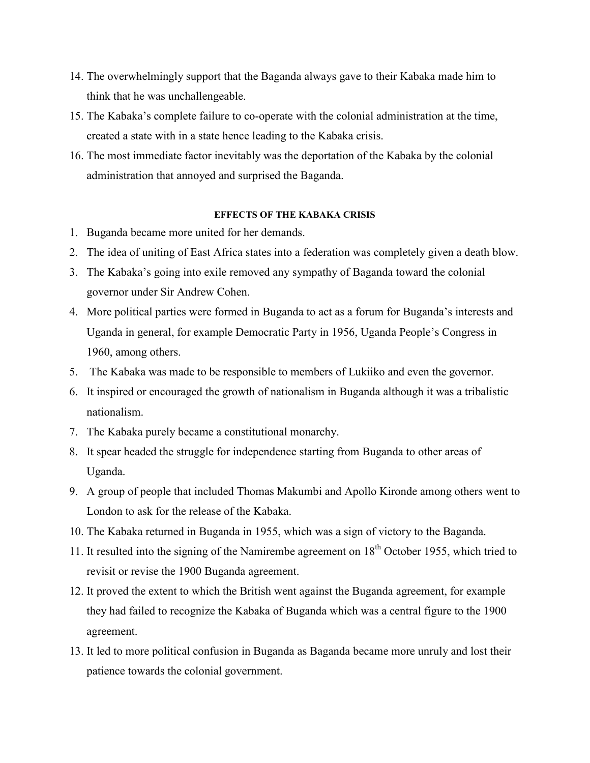14. The overwhelmingly support that the Baganda always gave to their Kabaka made him to think that he was unchallengeable.
15. The Kabaka's complete failure to co-operate with the colonial administration at the time, created a state with in a state hence leading to the Kabaka crisis.
16. The most immediate factor inevitably was the deportation of the Kabaka by the colonial administration that annoyed and surprised the Baganda.

#### EFFECTS OF THE KABAKA CRISIS

1. Buganda became more united for her demands.
2. The idea of uniting of East Africa states into a federation was completely given a death blow.
3. The Kabaka's going into exile removed any sympathy of Baganda toward the colonial governor under Sir Andrew Cohen.
4. More political parties were formed in Buganda to act as a forum for Buganda's interests and Uganda in general, for example Democratic Party in 1956, Uganda People's Congress in 1960, among others.
5. The Kabaka was made to be responsible to members of Lukiiko and even the governor.
6. It inspired or encouraged the growth of nationalism in Buganda although it was a tribalistic nationalism.
7. The Kabaka purely became a constitutional monarchy.
8. It spear headed the struggle for independence starting from Buganda to other areas of Uganda.
9. A group of people that included Thomas Makumbi and Apollo Kironde among others went to London to ask for the release of the Kabaka.
10. The Kabaka returned in Buganda in 1955, which was a sign of victory to the Baganda.
11. It resulted into the signing of the Namirembe agreement on 18th October 1955, which tried to revisit or revise the 1900 Buganda agreement.
12. It proved the extent to which the British went against the Buganda agreement, for example they had failed to recognize the Kabaka of Buganda which was a central figure to the 1900 agreement.
13. It led to more political confusion in Buganda as Baganda became more unruly and lost their patience towards the colonial government.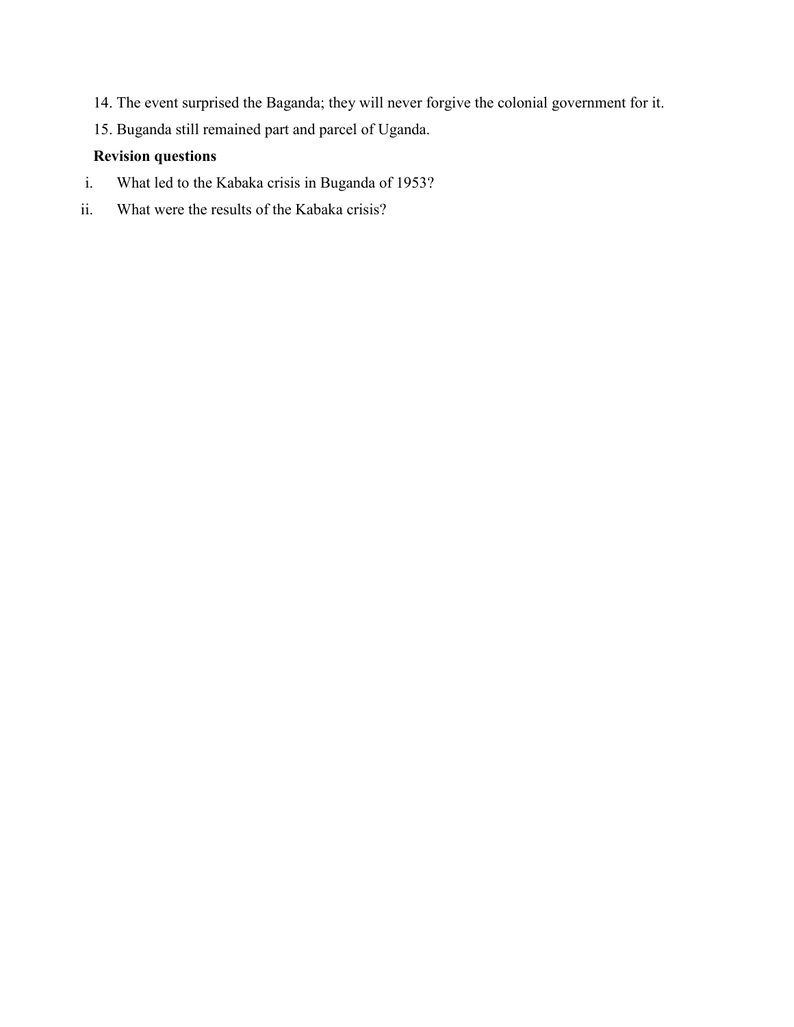14. The event surprised the Baganda; they will never forgive the colonial government for it.
15. Buganda still remained part and parcel of Uganda.

**Revision questions**

i. What led to the Kabaka crisis in Buganda of 1953?

ii. What were the results of the Kabaka crisis?